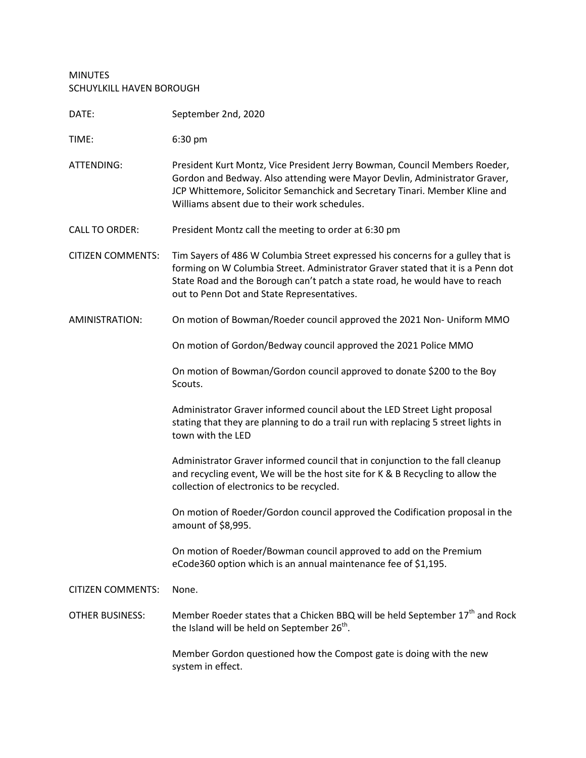MINUTES
SCHUYLKILL HAVEN BOROUGH

DATE: September 2nd, 2020

TIME: 6:30 pm

ATTENDING: President Kurt Montz, Vice President Jerry Bowman, Council Members Roeder, Gordon and Bedway. Also attending were Mayor Devlin, Administrator Graver, JCP Whittemore, Solicitor Semanchick and Secretary Tinari. Member Kline and Williams absent due to their work schedules.

CALL TO ORDER: President Montz call the meeting to order at 6:30 pm

CITIZEN COMMENTS: Tim Sayers of 486 W Columbia Street expressed his concerns for a gulley that is forming on W Columbia Street. Administrator Graver stated that it is a Penn dot State Road and the Borough can't patch a state road, he would have to reach out to Penn Dot and State Representatives.

AMINISTRATION: On motion of Bowman/Roeder council approved the 2021 Non- Uniform MMO

On motion of Gordon/Bedway council approved the 2021 Police MMO

On motion of Bowman/Gordon council approved to donate $200 to the Boy Scouts.

Administrator Graver informed council about the LED Street Light proposal stating that they are planning to do a trail run with replacing 5 street lights in town with the LED

Administrator Graver informed council that in conjunction to the fall cleanup and recycling event, We will be the host site for K & B Recycling to allow the collection of electronics to be recycled.

On motion of Roeder/Gordon council approved the Codification proposal in the amount of $8,995.

On motion of Roeder/Bowman council approved to add on the Premium eCode360 option which is an annual maintenance fee of $1,195.

CITIZEN COMMENTS: None.

OTHER BUSINESS: Member Roeder states that a Chicken BBQ will be held September 17th and Rock the Island will be held on September 26th.

Member Gordon questioned how the Compost gate is doing with the new system in effect.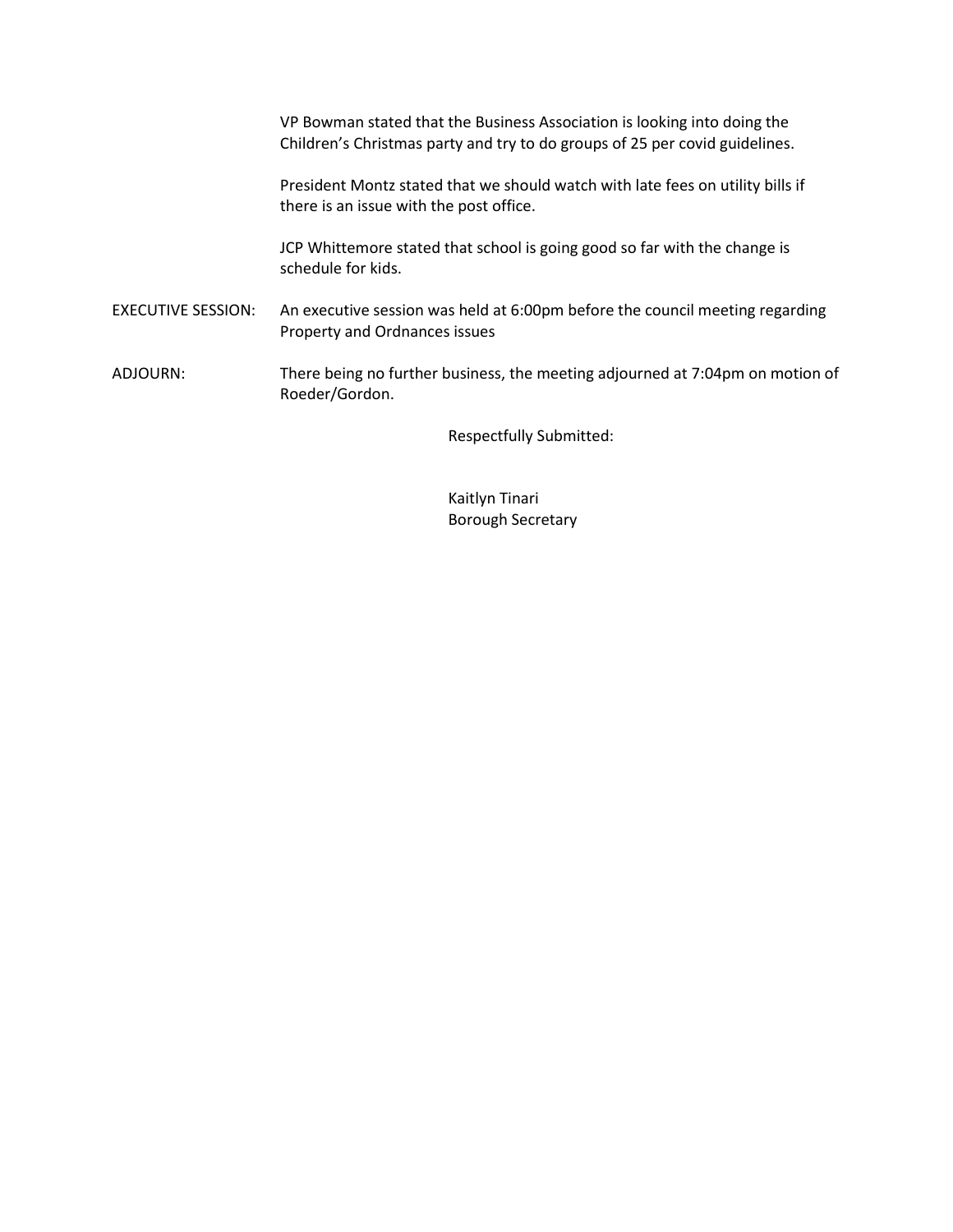VP Bowman stated that the Business Association is looking into doing the Children's Christmas party and try to do groups of 25 per covid guidelines.

President Montz stated that we should watch with late fees on utility bills if there is an issue with the post office.

JCP Whittemore stated that school is going good so far with the change is schedule for kids.

EXECUTIVE SESSION: An executive session was held at 6:00pm before the council meeting regarding Property and Ordnances issues

ADJOURN: There being no further business, the meeting adjourned at 7:04pm on motion of Roeder/Gordon.

Respectfully Submitted:

Kaitlyn Tinari
Borough Secretary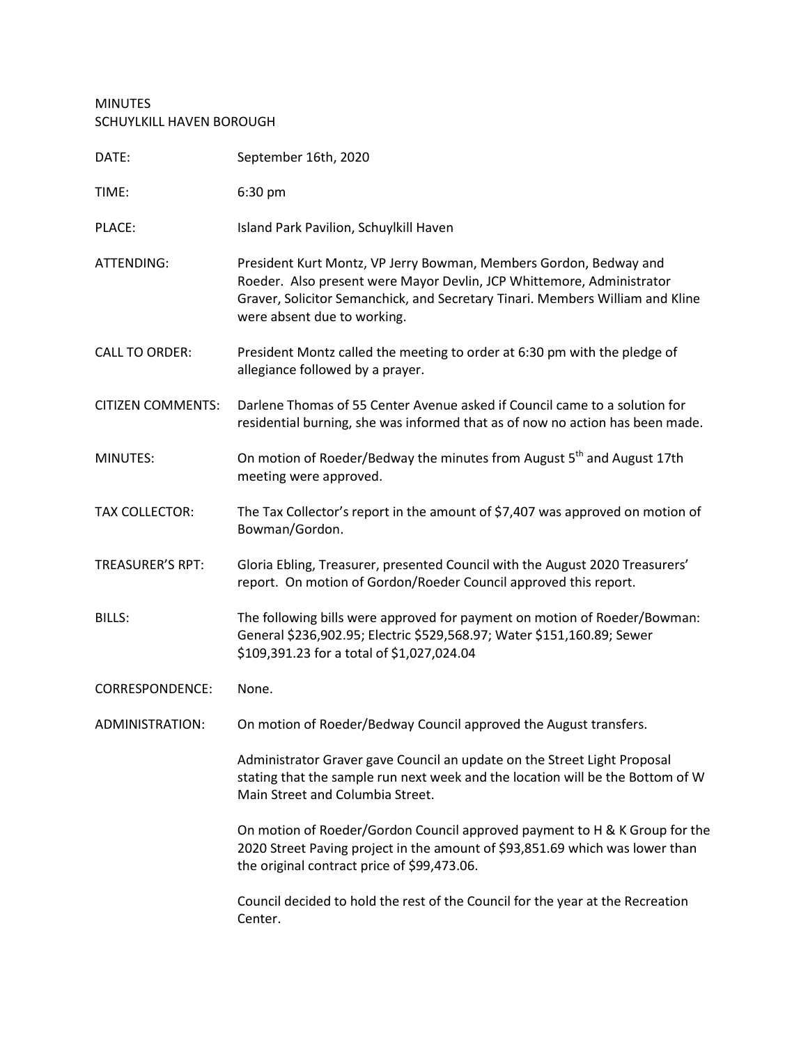MINUTES
SCHUYLKILL HAVEN BOROUGH

| | |
|---|---|
| DATE: | September 16th, 2020 |
| TIME: | 6:30 pm |
| PLACE: | Island Park Pavilion, Schuylkill Haven |
| ATTENDING: | President Kurt Montz, VP Jerry Bowman, Members Gordon, Bedway and Roeder. Also present were Mayor Devlin, JCP Whittemore, Administrator Graver, Solicitor Semanchick, and Secretary Tinari. Members William and Kline were absent due to working. |
| CALL TO ORDER: | President Montz called the meeting to order at 6:30 pm with the pledge of allegiance followed by a prayer. |
| CITIZEN COMMENTS: | Darlene Thomas of 55 Center Avenue asked if Council came to a solution for residential burning, she was informed that as of now no action has been made. |
| MINUTES: | On motion of Roeder/Bedway the minutes from August 5th and August 17th meeting were approved. |
| TAX COLLECTOR: | The Tax Collector's report in the amount of $7,407 was approved on motion of Bowman/Gordon. |
| TREASURER'S RPT: | Gloria Ebling, Treasurer, presented Council with the August 2020 Treasurers' report. On motion of Gordon/Roeder Council approved this report. |
| BILLS: | The following bills were approved for payment on motion of Roeder/Bowman: General $236,902.95; Electric $529,568.97; Water $151,160.89; Sewer $109,391.23 for a total of $1,027,024.04 |
| CORRESPONDENCE: | None. |
| ADMINISTRATION: | On motion of Roeder/Bedway Council approved the August transfers. |
| | Administrator Graver gave Council an update on the Street Light Proposal stating that the sample run next week and the location will be the Bottom of W Main Street and Columbia Street. |
| | On motion of Roeder/Gordon Council approved payment to H & K Group for the 2020 Street Paving project in the amount of $93,851.69 which was lower than the original contract price of $99,473.06. |
| | Council decided to hold the rest of the Council for the year at the Recreation Center. |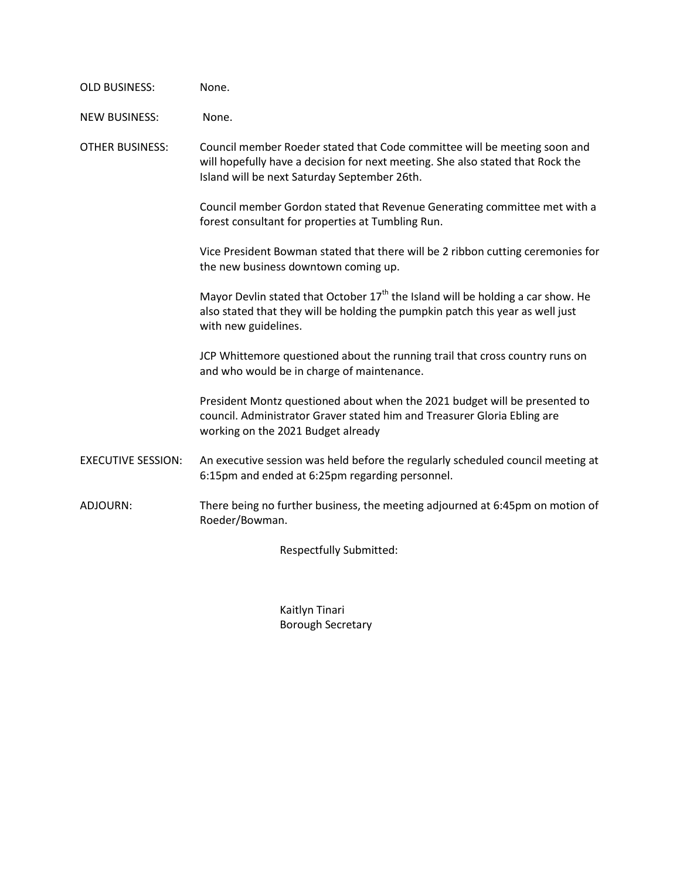OLD BUSINESS: None.

NEW BUSINESS: None.

OTHER BUSINESS: Council member Roeder stated that Code committee will be meeting soon and will hopefully have a decision for next meeting. She also stated that Rock the Island will be next Saturday September 26th.

Council member Gordon stated that Revenue Generating committee met with a forest consultant for properties at Tumbling Run.

Vice President Bowman stated that there will be 2 ribbon cutting ceremonies for the new business downtown coming up.

Mayor Devlin stated that October 17th the Island will be holding a car show. He also stated that they will be holding the pumpkin patch this year as well just with new guidelines.

JCP Whittemore questioned about the running trail that cross country runs on and who would be in charge of maintenance.

President Montz questioned about when the 2021 budget will be presented to council. Administrator Graver stated him and Treasurer Gloria Ebling are working on the 2021 Budget already

EXECUTIVE SESSION: An executive session was held before the regularly scheduled council meeting at 6:15pm and ended at 6:25pm regarding personnel.

ADJOURN: There being no further business, the meeting adjourned at 6:45pm on motion of Roeder/Bowman.

Respectfully Submitted:

Kaitlyn Tinari
Borough Secretary